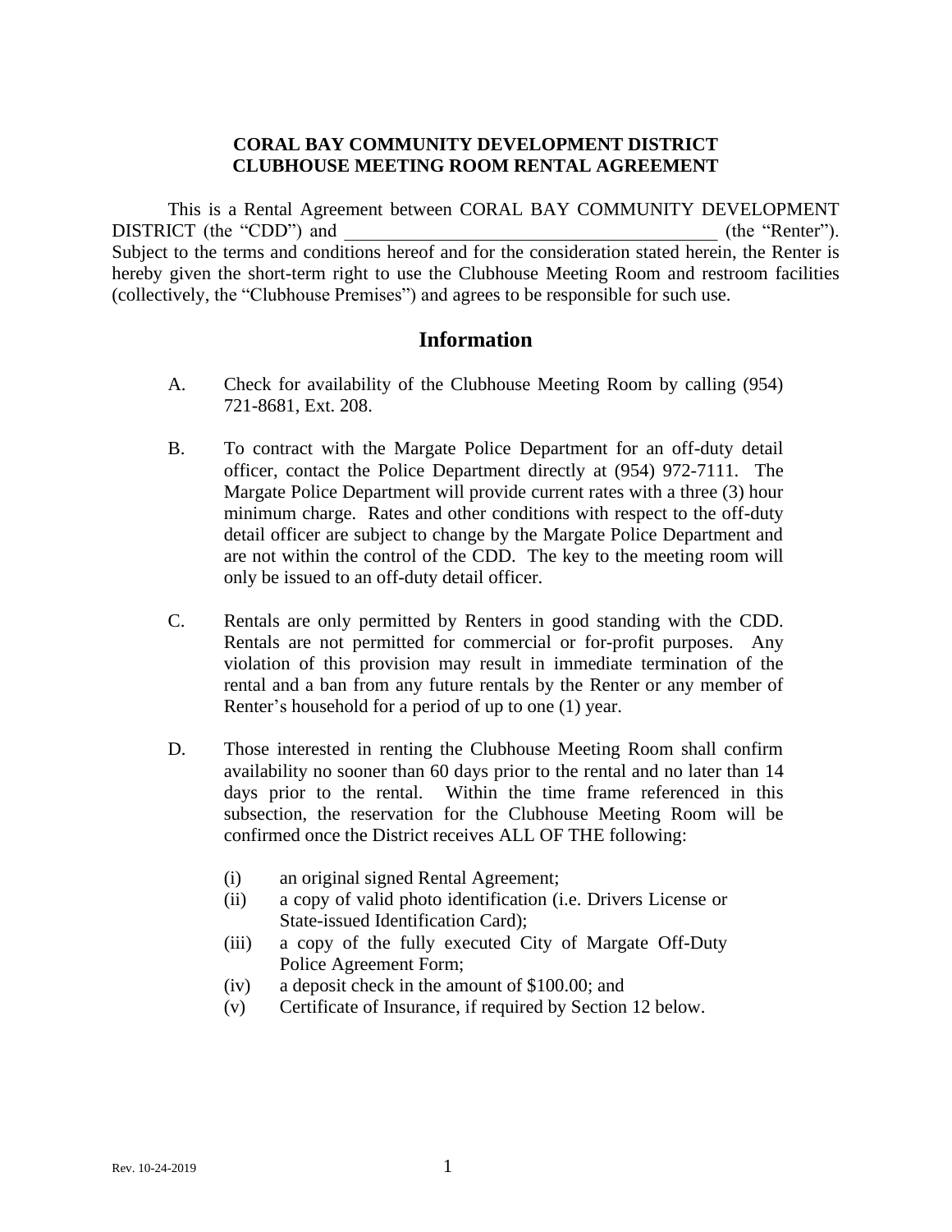**CORAL BAY COMMUNITY DEVELOPMENT DISTRICT**
**CLUBHOUSE MEETING ROOM RENTAL AGREEMENT**

This is a Rental Agreement between CORAL BAY COMMUNITY DEVELOPMENT DISTRICT (the "CDD") and ________________________________________ (the "Renter"). Subject to the terms and conditions hereof and for the consideration stated herein, the Renter is hereby given the short-term right to use the Clubhouse Meeting Room and restroom facilities (collectively, the "Clubhouse Premises") and agrees to be responsible for such use.

## Information

A. Check for availability of the Clubhouse Meeting Room by calling (954) 721-8681, Ext. 208.

B. To contract with the Margate Police Department for an off-duty detail officer, contact the Police Department directly at (954) 972-7111. The Margate Police Department will provide current rates with a three (3) hour minimum charge. Rates and other conditions with respect to the off-duty detail officer are subject to change by the Margate Police Department and are not within the control of the CDD. The key to the meeting room will only be issued to an off-duty detail officer.

C. Rentals are only permitted by Renters in good standing with the CDD. Rentals are not permitted for commercial or for-profit purposes. Any violation of this provision may result in immediate termination of the rental and a ban from any future rentals by the Renter or any member of Renter's household for a period of up to one (1) year.

D. Those interested in renting the Clubhouse Meeting Room shall confirm availability no sooner than 60 days prior to the rental and no later than 14 days prior to the rental. Within the time frame referenced in this subsection, the reservation for the Clubhouse Meeting Room will be confirmed once the District receives ALL OF THE following:

   (i) an original signed Rental Agreement;
   (ii) a copy of valid photo identification (i.e. Drivers License or State-issued Identification Card);
   (iii) a copy of the fully executed City of Margate Off-Duty Police Agreement Form;
   (iv) a deposit check in the amount of $100.00; and
   (v) Certificate of Insurance, if required by Section 12 below.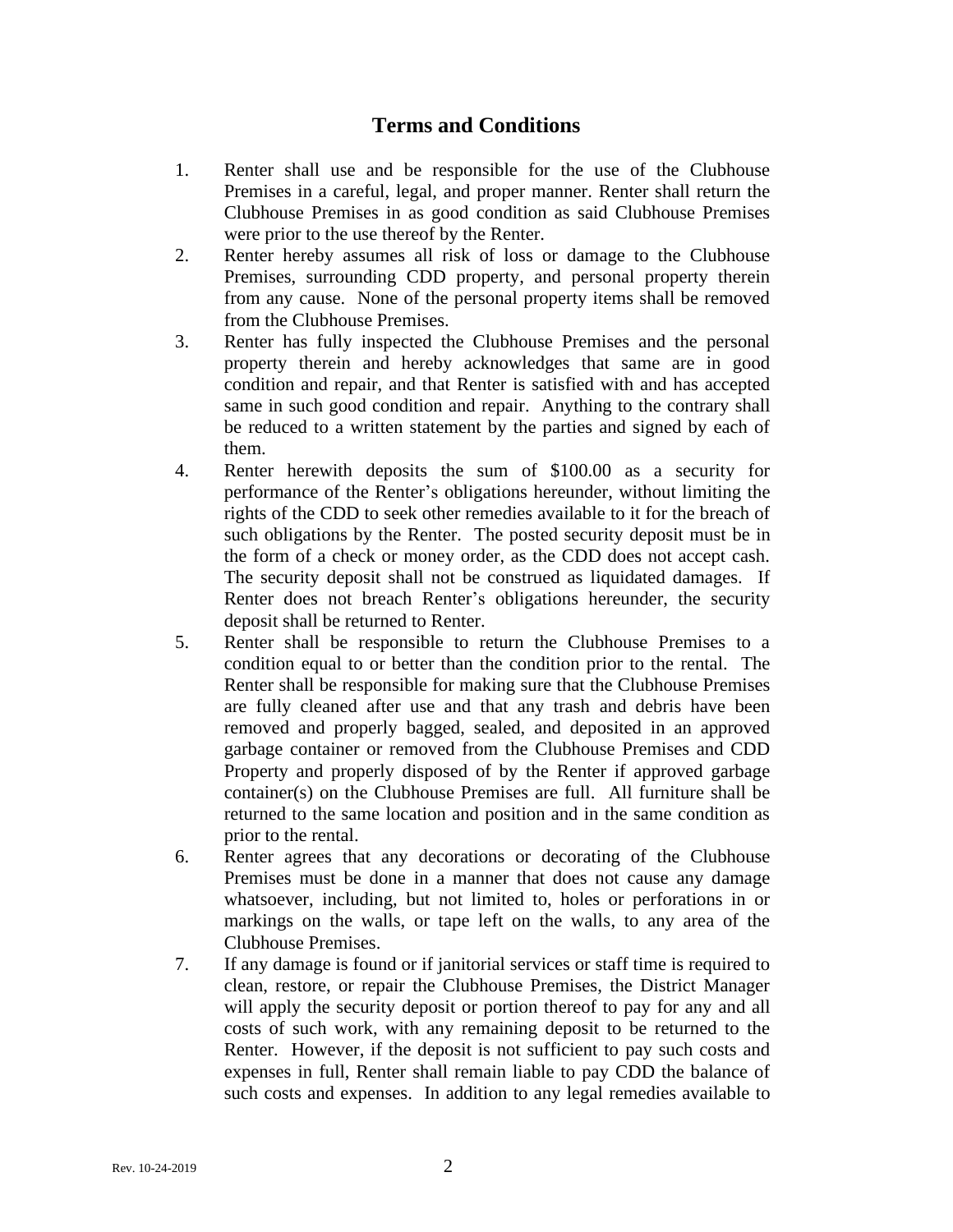## Terms and Conditions

1. Renter shall use and be responsible for the use of the Clubhouse Premises in a careful, legal, and proper manner. Renter shall return the Clubhouse Premises in as good condition as said Clubhouse Premises were prior to the use thereof by the Renter.
2. Renter hereby assumes all risk of loss or damage to the Clubhouse Premises, surrounding CDD property, and personal property therein from any cause. None of the personal property items shall be removed from the Clubhouse Premises.
3. Renter has fully inspected the Clubhouse Premises and the personal property therein and hereby acknowledges that same are in good condition and repair, and that Renter is satisfied with and has accepted same in such good condition and repair. Anything to the contrary shall be reduced to a written statement by the parties and signed by each of them.
4. Renter herewith deposits the sum of $100.00 as a security for performance of the Renter's obligations hereunder, without limiting the rights of the CDD to seek other remedies available to it for the breach of such obligations by the Renter. The posted security deposit must be in the form of a check or money order, as the CDD does not accept cash. The security deposit shall not be construed as liquidated damages. If Renter does not breach Renter's obligations hereunder, the security deposit shall be returned to Renter.
5. Renter shall be responsible to return the Clubhouse Premises to a condition equal to or better than the condition prior to the rental. The Renter shall be responsible for making sure that the Clubhouse Premises are fully cleaned after use and that any trash and debris have been removed and properly bagged, sealed, and deposited in an approved garbage container or removed from the Clubhouse Premises and CDD Property and properly disposed of by the Renter if approved garbage container(s) on the Clubhouse Premises are full. All furniture shall be returned to the same location and position and in the same condition as prior to the rental.
6. Renter agrees that any decorations or decorating of the Clubhouse Premises must be done in a manner that does not cause any damage whatsoever, including, but not limited to, holes or perforations in or markings on the walls, or tape left on the walls, to any area of the Clubhouse Premises.
7. If any damage is found or if janitorial services or staff time is required to clean, restore, or repair the Clubhouse Premises, the District Manager will apply the security deposit or portion thereof to pay for any and all costs of such work, with any remaining deposit to be returned to the Renter. However, if the deposit is not sufficient to pay such costs and expenses in full, Renter shall remain liable to pay CDD the balance of such costs and expenses. In addition to any legal remedies available to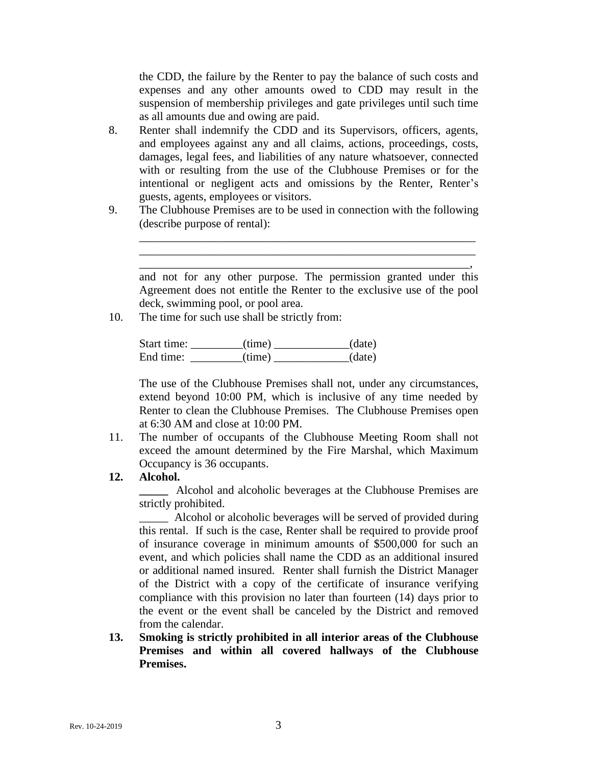the CDD, the failure by the Renter to pay the balance of such costs and expenses and any other amounts owed to CDD may result in the suspension of membership privileges and gate privileges until such time as all amounts due and owing are paid.

8. Renter shall indemnify the CDD and its Supervisors, officers, agents, and employees against any and all claims, actions, proceedings, costs, damages, legal fees, and liabilities of any nature whatsoever, connected with or resulting from the use of the Clubhouse Premises or for the intentional or negligent acts and omissions by the Renter, Renter's guests, agents, employees or visitors.

9. The Clubhouse Premises are to be used in connection with the following (describe purpose of rental):

   ____________________________________________________________
   ____________________________________________________________
   ___________________________________________________________,
   and not for any other purpose. The permission granted under this Agreement does not entitle the Renter to the exclusive use of the pool deck, swimming pool, or pool area.

10. The time for such use shall be strictly from:

    Start time: _________(time) _____________(date)
    End time: _________(time) _____________(date)

    The use of the Clubhouse Premises shall not, under any circumstances, extend beyond 10:00 PM, which is inclusive of any time needed by Renter to clean the Clubhouse Premises. The Clubhouse Premises open at 6:30 AM and close at 10:00 PM.

11. The number of occupants of the Clubhouse Meeting Room shall not exceed the amount determined by the Fire Marshal, which Maximum Occupancy is 36 occupants.

**12. Alcohol.**

   _____ Alcohol and alcoholic beverages at the Clubhouse Premises are strictly prohibited.

   _____ Alcohol or alcoholic beverages will be served of provided during this rental. If such is the case, Renter shall be required to provide proof of insurance coverage in minimum amounts of $500,000 for such an event, and which policies shall name the CDD as an additional insured or additional named insured. Renter shall furnish the District Manager of the District with a copy of the certificate of insurance verifying compliance with this provision no later than fourteen (14) days prior to the event or the event shall be canceled by the District and removed from the calendar.

**13. Smoking is strictly prohibited in all interior areas of the Clubhouse Premises and within all covered hallways of the Clubhouse Premises.**

Rev. 10-24-2019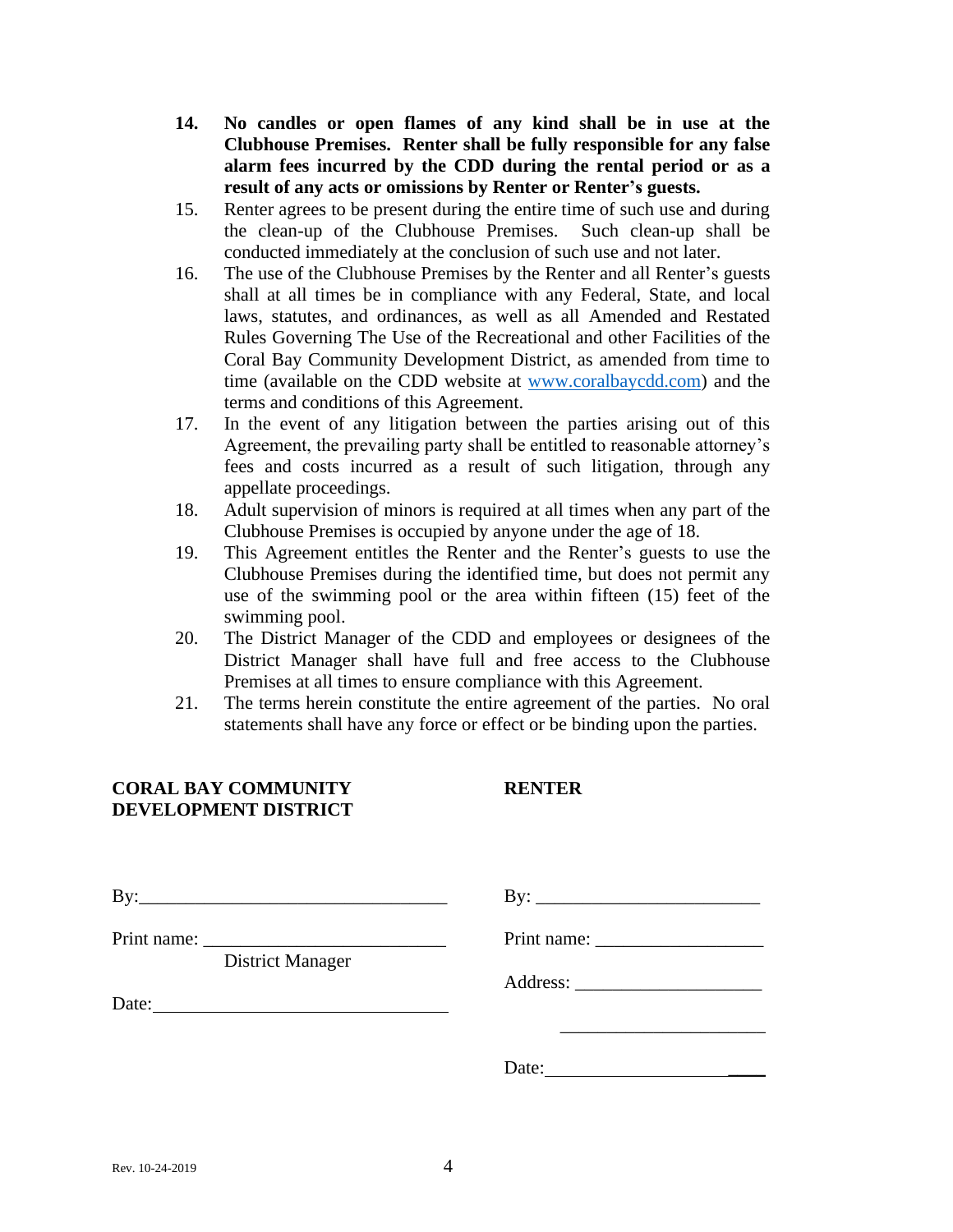14. **No candles or open flames of any kind shall be in use at the Clubhouse Premises. Renter shall be fully responsible for any false alarm fees incurred by the CDD during the rental period or as a result of any acts or omissions by Renter or Renter's guests.**
15. Renter agrees to be present during the entire time of such use and during the clean-up of the Clubhouse Premises. Such clean-up shall be conducted immediately at the conclusion of such use and not later.
16. The use of the Clubhouse Premises by the Renter and all Renter's guests shall at all times be in compliance with any Federal, State, and local laws, statutes, and ordinances, as well as all Amended and Restated Rules Governing The Use of the Recreational and other Facilities of the Coral Bay Community Development District, as amended from time to time (available on the CDD website at [www.coralbaycdd.com](http://www.coralbaycdd.com)) and the terms and conditions of this Agreement.
17. In the event of any litigation between the parties arising out of this Agreement, the prevailing party shall be entitled to reasonable attorney's fees and costs incurred as a result of such litigation, through any appellate proceedings.
18. Adult supervision of minors is required at all times when any part of the Clubhouse Premises is occupied by anyone under the age of 18.
19. This Agreement entitles the Renter and the Renter's guests to use the Clubhouse Premises during the identified time, but does not permit any use of the swimming pool or the area within fifteen (15) feet of the swimming pool.
20. The District Manager of the CDD and employees or designees of the District Manager shall have full and free access to the Clubhouse Premises at all times to ensure compliance with this Agreement.
21. The terms herein constitute the entire agreement of the parties. No oral statements shall have any force or effect or be binding upon the parties.

**CORAL BAY COMMUNITY DEVELOPMENT DISTRICT**

By:________________________________

Print name: _________________________
District Manager

Date:_______________________________

**RENTER**

By: _______________________

Print name: _________________

Address: ___________________

_____________________

Date:_______________________

Rev. 10-24-2019